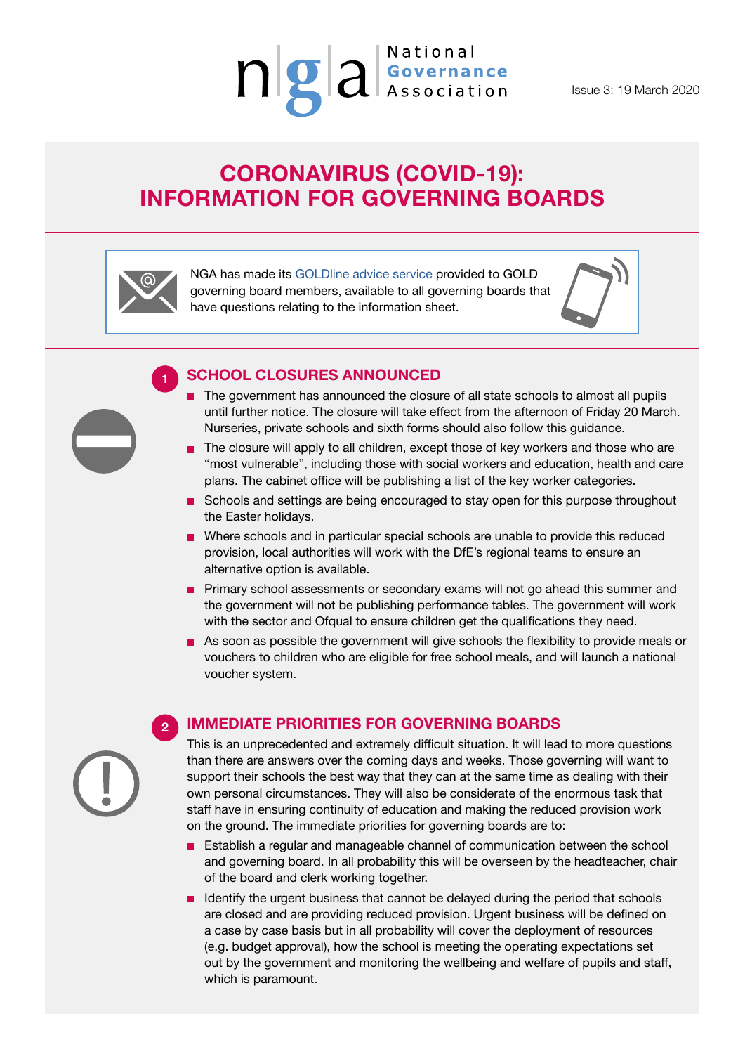National Governance Association

Issue 3: 19 March 2020

# CORONAVIRUS (COVID-19): INFORMATION FOR GOVERNING BOARDS

NGA has made its GOLDline advice service provided to GOLD governing board members, available to all governing boards that have questions relating to the information sheet.

## 1 SCHOOL CLOSURES ANNOUNCED

- The government has announced the closure of all state schools to almost all pupils until further notice. The closure will take effect from the afternoon of Friday 20 March. Nurseries, private schools and sixth forms should also follow this guidance.
- The closure will apply to all children, except those of key workers and those who are "most vulnerable", including those with social workers and education, health and care plans. The cabinet office will be publishing a list of the key worker categories.
- Schools and settings are being encouraged to stay open for this purpose throughout the Easter holidays.
- Where schools and in particular special schools are unable to provide this reduced provision, local authorities will work with the DfE's regional teams to ensure an alternative option is available.
- Primary school assessments or secondary exams will not go ahead this summer and the government will not be publishing performance tables. The government will work with the sector and Ofqual to ensure children get the qualifications they need.
- As soon as possible the government will give schools the flexibility to provide meals or vouchers to children who are eligible for free school meals, and will launch a national voucher system.

## 2 IMMEDIATE PRIORITIES FOR GOVERNING BOARDS

This is an unprecedented and extremely difficult situation. It will lead to more questions than there are answers over the coming days and weeks. Those governing will want to support their schools the best way that they can at the same time as dealing with their own personal circumstances. They will also be considerate of the enormous task that staff have in ensuring continuity of education and making the reduced provision work on the ground. The immediate priorities for governing boards are to:

- Establish a regular and manageable channel of communication between the school and governing board. In all probability this will be overseen by the headteacher, chair of the board and clerk working together.
- Identify the urgent business that cannot be delayed during the period that schools are closed and are providing reduced provision. Urgent business will be defined on a case by case basis but in all probability will cover the deployment of resources (e.g. budget approval), how the school is meeting the operating expectations set out by the government and monitoring the wellbeing and welfare of pupils and staff, which is paramount.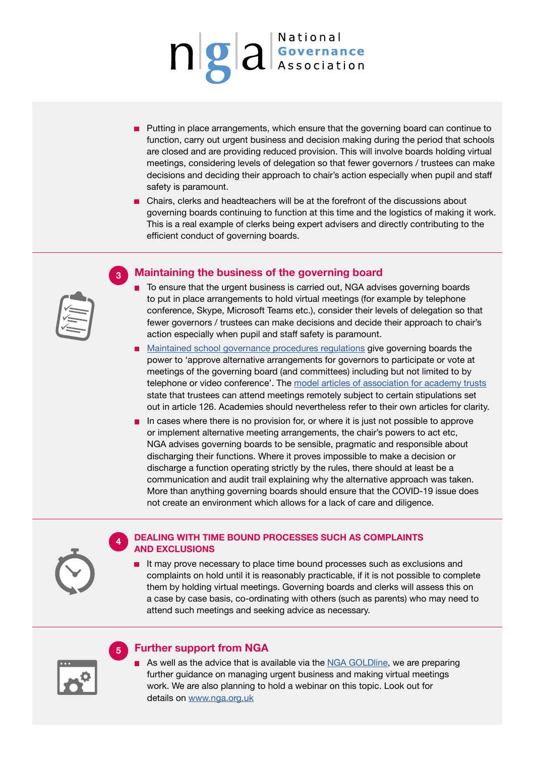- Putting in place arrangements, which ensure that the governing board can continue to function, carry out urgent business and decision making during the period that schools are closed and are providing reduced provision. This will involve boards holding virtual meetings, considering levels of delegation so that fewer governors / trustees can make decisions and deciding their approach to chair's action especially when pupil and staff safety is paramount.
- Chairs, clerks and headteachers will be at the forefront of the discussions about governing boards continuing to function at this time and the logistics of making it work. This is a real example of clerks being expert advisers and directly contributing to the efficient conduct of governing boards.

## 3 Maintaining the business of the governing board

- To ensure that the urgent business is carried out, NGA advises governing boards to put in place arrangements to hold virtual meetings (for example by telephone conference, Skype, Microsoft Teams etc.), consider their levels of delegation so that fewer governors / trustees can make decisions and decide their approach to chair's action especially when pupil and staff safety is paramount.
- Maintained school governance procedures regulations give governing boards the power to 'approve alternative arrangements for governors to participate or vote at meetings of the governing board (and committees) including but not limited to by telephone or video conference'. The model articles of association for academy trusts state that trustees can attend meetings remotely subject to certain stipulations set out in article 126. Academies should nevertheless refer to their own articles for clarity.
- In cases where there is no provision for, or where it is just not possible to approve or implement alternative meeting arrangements, the chair's powers to act etc, NGA advises governing boards to be sensible, pragmatic and responsible about discharging their functions. Where it proves impossible to make a decision or discharge a function operating strictly by the rules, there should at least be a communication and audit trail explaining why the alternative approach was taken. More than anything governing boards should ensure that the COVID-19 issue does not create an environment which allows for a lack of care and diligence.

## 4 DEALING WITH TIME BOUND PROCESSES SUCH AS COMPLAINTS AND EXCLUSIONS

- It may prove necessary to place time bound processes such as exclusions and complaints on hold until it is reasonably practicable, if it is not possible to complete them by holding virtual meetings. Governing boards and clerks will assess this on a case by case basis, co-ordinating with others (such as parents) who may need to attend such meetings and seeking advice as necessary.

## 5 Further support from NGA

- As well as the advice that is available via the NGA GOLDline, we are preparing further guidance on managing urgent business and making virtual meetings work. We are also planning to hold a webinar on this topic. Look out for details on www.nga.org.uk